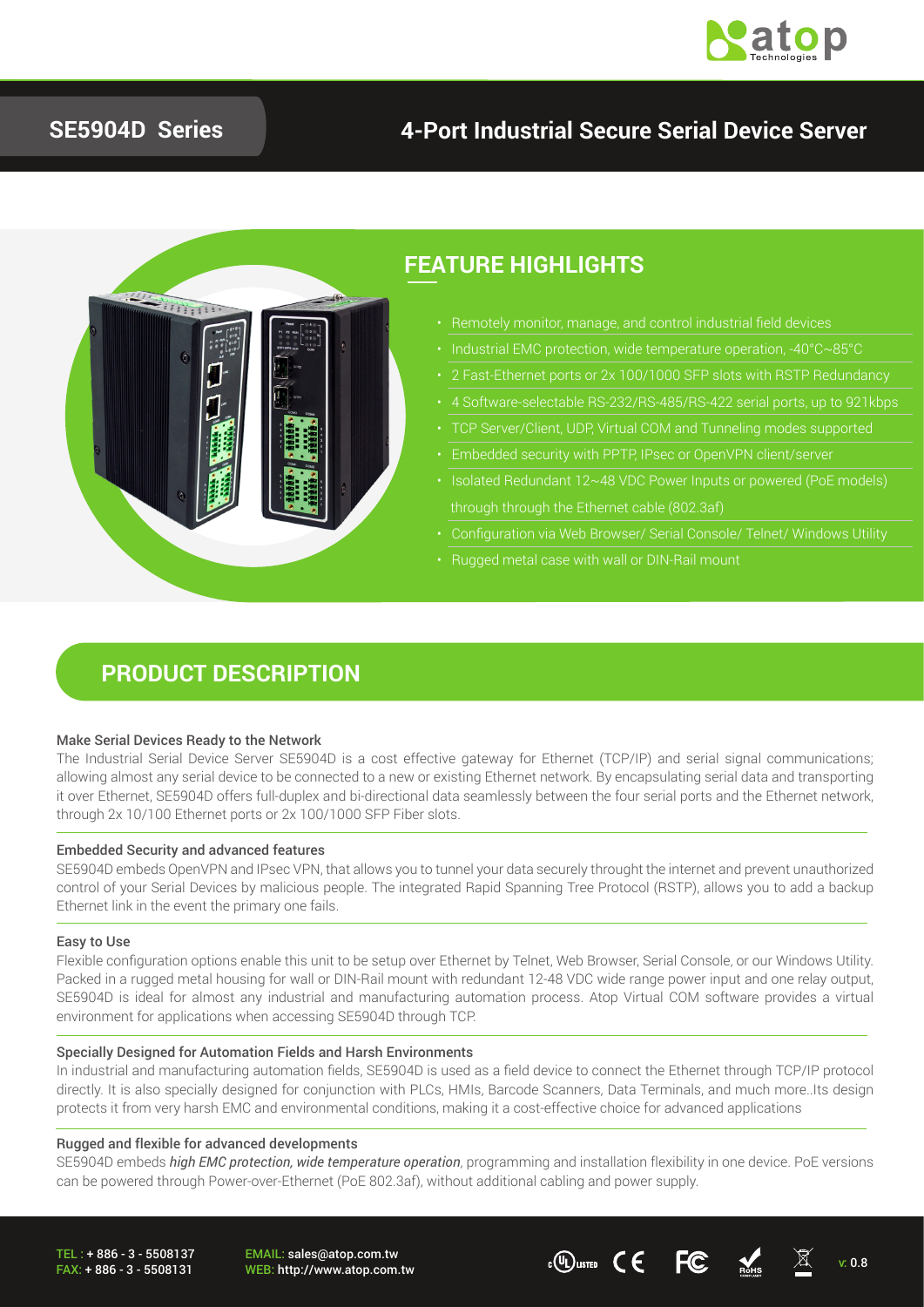# SE5904D Series

## 4-Port Industrial Secure Serial Device Server

## FEATURE HIGHLIGHTS

- Remotely monitor, manage, and control industrial field devices
- Industrial EMC protection, wide temperature operation, -40°C~85°C
- 2 Fast-Ethernet ports or 2x 100/1000 SFP slots with RSTP Redundancy
- 4 Software-selectable RS-232/RS-485/RS-422 serial ports, up to 921kbps
- TCP Server/Client, UDP, Virtual COM and Tunneling modes supported
- Embedded security with PPTP, IPsec or OpenVPN client/server
- Isolated Redundant 12~48 VDC Power Inputs or powered (PoE models) through through the Ethernet cable (802.3af)
- Configuration via Web Browser/ Serial Console/ Telnet/ Windows Utility
- Rugged metal case with wall or DIN-Rail mount

## PRODUCT DESCRIPTION

### Make Serial Devices Ready to the Network

The Industrial Serial Device Server SE5904D is a cost effective gateway for Ethernet (TCP/IP) and serial signal communications; allowing almost any serial device to be connected to a new or existing Ethernet network. By encapsulating serial data and transporting it over Ethernet, SE5904D offers full-duplex and bi-directional data seamlessly between the four serial ports and the Ethernet network, through 2x 10/100 Ethernet ports or 2x 100/1000 SFP Fiber slots.

### Embedded Security and advanced features

SE5904D embeds OpenVPN and IPsec VPN, that allows you to tunnel your data securely throught the internet and prevent unauthorized control of your Serial Devices by malicious people. The integrated Rapid Spanning Tree Protocol (RSTP), allows you to add a backup Ethernet link in the event the primary one fails.

### Easy to Use

Flexible configuration options enable this unit to be setup over Ethernet by Telnet, Web Browser, Serial Console, or our Windows Utility. Packed in a rugged metal housing for wall or DIN-Rail mount with redundant 12-48 VDC wide range power input and one relay output, SE5904D is ideal for almost any industrial and manufacturing automation process. Atop Virtual COM software provides a virtual environment for applications when accessing SE5904D through TCP.

### Specially Designed for Automation Fields and Harsh Environments

In industrial and manufacturing automation fields, SE5904D is used as a field device to connect the Ethernet through TCP/IP protocol directly. It is also specially designed for conjunction with PLCs, HMIs, Barcode Scanners, Data Terminals, and much more..Its design protects it from very harsh EMC and environmental conditions, making it a cost-effective choice for advanced applications

### Rugged and flexible for advanced developments

SE5904D embeds *high EMC protection, wide temperature operation*, programming and installation flexibility in one device. PoE versions can be powered through Power-over-Ethernet (PoE 802.3af), without additional cabling and power supply.

TEL : + 886 - 3 - 5508137
FAX: + 886 - 3 - 5508131

EMAIL: sales@atop.com.tw
WEB: http://www.atop.com.tw

v: 0.8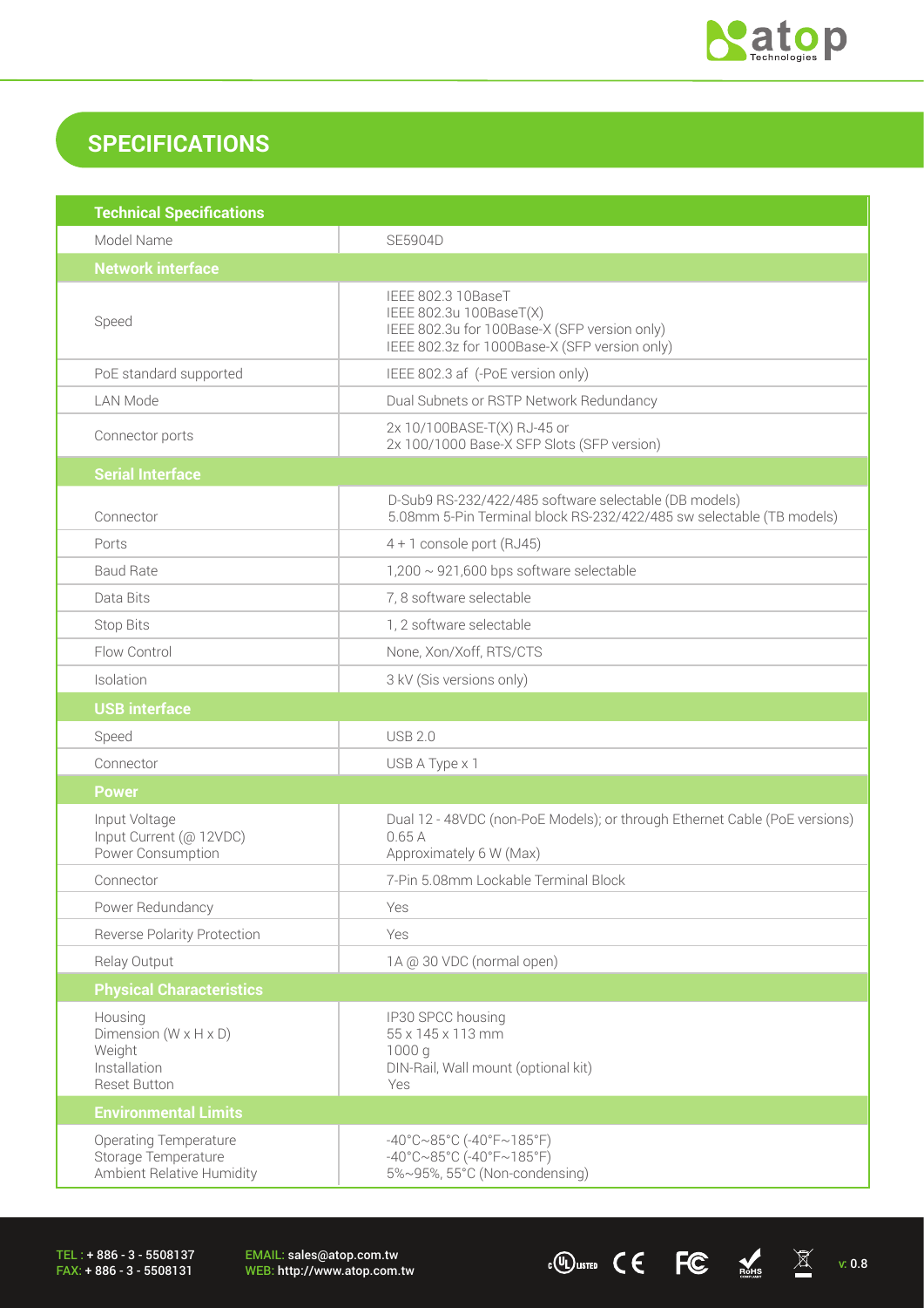## SPECIFICATIONS

| Technical Specifications | |
|---|---|
| Model Name | SE5904D |
| **Network interface** | |
| Speed | IEEE 802.3 10BaseT<br>IEEE 802.3u 100BaseT(X)<br>IEEE 802.3u for 100Base-X (SFP version only)<br>IEEE 802.3z for 1000Base-X (SFP version only) |
| PoE standard supported | IEEE 802.3 af (-PoE version only) |
| LAN Mode | Dual Subnets or RSTP Network Redundancy |
| Connector ports | 2x 10/100BASE-T(X) RJ-45 or<br>2x 100/1000 Base-X SFP Slots (SFP version) |
| **Serial Interface** | |
| Connector | D-Sub9 RS-232/422/485 software selectable (DB models)<br>5.08mm 5-Pin Terminal block RS-232/422/485 sw selectable (TB models) |
| Ports | 4 + 1 console port (RJ45) |
| Baud Rate | 1,200 ~ 921,600 bps software selectable |
| Data Bits | 7, 8 software selectable |
| Stop Bits | 1, 2 software selectable |
| Flow Control | None, Xon/Xoff, RTS/CTS |
| Isolation | 3 kV (Sis versions only) |
| **USB interface** | |
| Speed | USB 2.0 |
| Connector | USB A Type x 1 |
| **Power** | |
| Input Voltage<br>Input Current (@ 12VDC)<br>Power Consumption | Dual 12 - 48VDC (non-PoE Models); or through Ethernet Cable (PoE versions)<br>0.65 A<br>Approximately 6 W (Max) |
| Connector | 7-Pin 5.08mm Lockable Terminal Block |
| Power Redundancy | Yes |
| Reverse Polarity Protection | Yes |
| Relay Output | 1A @ 30 VDC (normal open) |
| **Physical Characteristics** | |
| Housing<br>Dimension (W x H x D)<br>Weight<br>Installation<br>Reset Button | IP30 SPCC housing<br>55 x 145 x 113 mm<br>1000 g<br>DIN-Rail, Wall mount (optional kit)<br>Yes |
| **Environmental Limits** | |
| Operating Temperature<br>Storage Temperature<br>Ambient Relative Humidity | -40°C~85°C (-40°F~185°F)<br>-40°C~85°C (-40°F~185°F)<br>5%~95%, 55°C (Non-condensing) |

TEL : + 886 - 3 - 5508137
FAX: + 886 - 3 - 5508131

EMAIL: sales@atop.com.tw
WEB: http://www.atop.com.tw

v: 0.8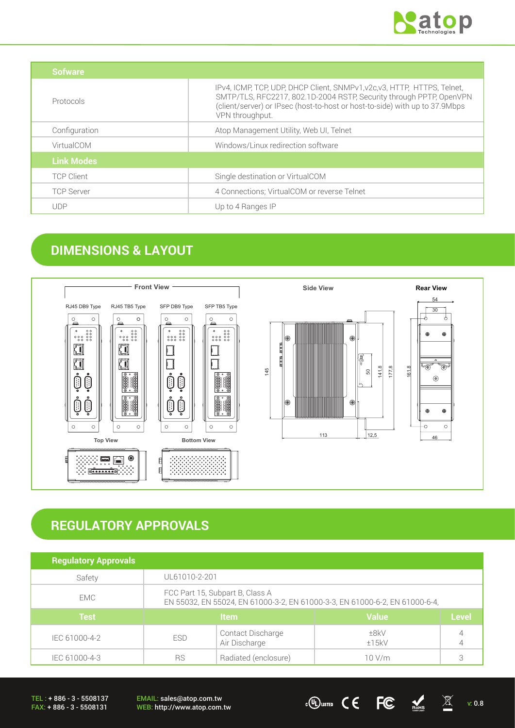| Sofware | |
|---|---|
| Protocols | IPv4, ICMP, TCP, UDP, DHCP Client, SNMPv1,v2c,v3, HTTP, HTTPS, Telnet, SMTP/TLS, RFC2217, 802.1D-2004 RSTP, Security through PPTP, OpenVPN (client/server) or IPsec (host-to-host or host-to-side) with up to 37.9Mbps VPN throughput. |
| Configuration | Atop Management Utility, Web UI, Telnet |
| VirtualCOM | Windows/Linux redirection software |
| **Link Modes** | |
| TCP Client | Single destination or VirtualCOM |
| TCP Server | 4 Connections; VirtualCOM or reverse Telnet |
| UDP | Up to 4 Ranges IP |

## DIMENSIONS & LAYOUT

Front View: RJ45 DB9 Type, RJ45 TB5 Type, SFP DB9 Type, SFP TB5 Type

Side View

Rear View

Top View

Bottom View

## REGULATORY APPROVALS

| Regulatory Approvals | | | | |
|---|---|---|---|---|
| Safety | UL61010-2-201 | | | |
| EMC | FCC Part 15, Subpart B, Class A<br>EN 55032, EN 55024, EN 61000-3-2, EN 61000-3-3, EN 61000-6-2, EN 61000-6-4, | | | |
| **Test** | **Item** | | **Value** | **Level** |
| IEC 61000-4-2 | ESD | Contact Discharge<br>Air Discharge | ±8kV<br>±15kV | 4<br>4 |
| IEC 61000-4-3 | RS | Radiated (enclosure) | 10 V/m | 3 |

TEL : + 886 - 3 - 5508137
FAX: + 886 - 3 - 5508131

EMAIL: sales@atop.com.tw
WEB: http://www.atop.com.tw

v: 0.8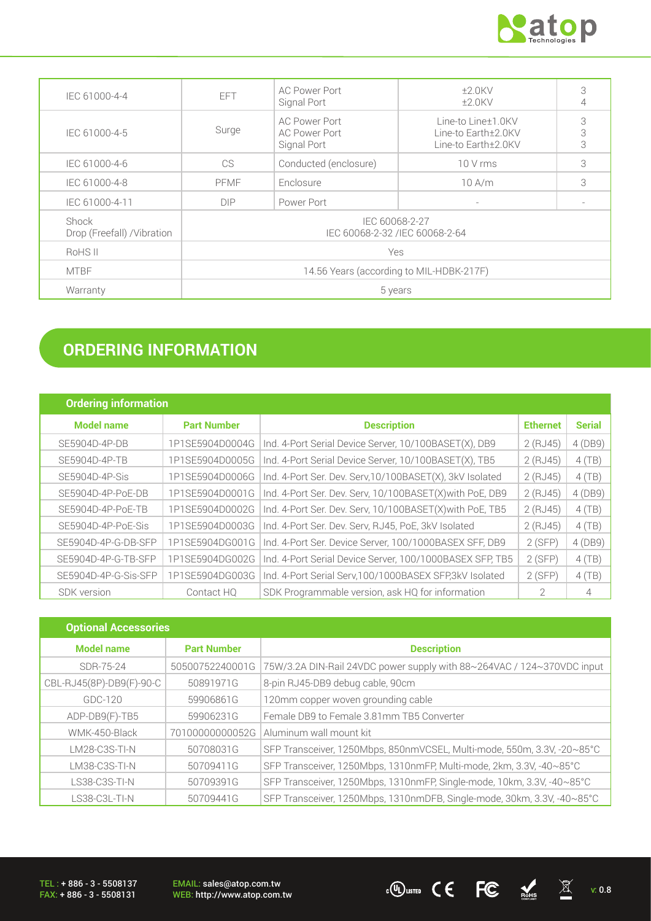| | | | | |
|---|---|---|---|---|
| IEC 61000-4-4 | EFT | AC Power Port<br>Signal Port | ±2.0KV<br>±2.0KV | 3<br>4 |
| IEC 61000-4-5 | Surge | AC Power Port<br>AC Power Port<br>Signal Port | Line-to Line±1.0KV<br>Line-to Earth±2.0KV<br>Line-to Earth±2.0KV | 3<br>3<br>3 |
| IEC 61000-4-6 | CS | Conducted (enclosure) | 10 V rms | 3 |
| IEC 61000-4-8 | PFMF | Enclosure | 10 A/m | 3 |
| IEC 61000-4-11 | DIP | Power Port | - | - |
| Shock<br>Drop (Freefall) /Vibration | IEC 60068-2-27<br>IEC 60068-2-32 /IEC 60068-2-64 | | | |
| RoHS II | Yes | | | |
| MTBF | 14.56 Years (according to MIL-HDBK-217F) | | | |
| Warranty | 5 years | | | |

## ORDERING INFORMATION

**Ordering information**

| Model name | Part Number | Description | Ethernet | Serial |
|---|---|---|---|---|
| SE5904D-4P-DB | 1P1SE5904D0004G | Ind. 4-Port Serial Device Server, 10/100BASET(X), DB9 | 2 (RJ45) | 4 (DB9) |
| SE5904D-4P-TB | 1P1SE5904D0005G | Ind. 4-Port Serial Device Server, 10/100BASET(X), TB5 | 2 (RJ45) | 4 (TB) |
| SE5904D-4P-Sis | 1P1SE5904D0006G | Ind. 4-Port Ser. Dev. Serv,10/100BASET(X), 3kV Isolated | 2 (RJ45) | 4 (TB) |
| SE5904D-4P-PoE-DB | 1P1SE5904D0001G | Ind. 4-Port Ser. Dev. Serv, 10/100BASET(X)with PoE, DB9 | 2 (RJ45) | 4 (DB9) |
| SE5904D-4P-PoE-TB | 1P1SE5904D0002G | Ind. 4-Port Ser. Dev. Serv, 10/100BASET(X)with PoE, TB5 | 2 (RJ45) | 4 (TB) |
| SE5904D-4P-PoE-Sis | 1P1SE5904D0003G | Ind. 4-Port Ser. Dev. Serv, RJ45, PoE, 3kV Isolated | 2 (RJ45) | 4 (TB) |
| SE5904D-4P-G-DB-SFP | 1P1SE5904DG001G | Ind. 4-Port Ser. Device Server, 100/1000BASEX SFF, DB9 | 2 (SFP) | 4 (DB9) |
| SE5904D-4P-G-TB-SFP | 1P1SE5904DG002G | Ind. 4-Port Serial Device Server, 100/1000BASEX SFP, TB5 | 2 (SFP) | 4 (TB) |
| SE5904D-4P-G-Sis-SFP | 1P1SE5904DG003G | Ind. 4-Port Serial Serv,100/1000BASEX SFP,3kV Isolated | 2 (SFP) | 4 (TB) |
| SDK version | Contact HQ | SDK Programmable version, ask HQ for information | 2 | 4 |

**Optional Accessories**

| Model name | Part Number | Description |
|---|---|---|
| SDR-75-24 | 50500752240001G | 75W/3.2A DIN-Rail 24VDC power supply with 88~264VAC / 124~370VDC input |
| CBL-RJ45(8P)-DB9(F)-90-C | 50891971G | 8-pin RJ45-DB9 debug cable, 90cm |
| GDC-120 | 59906861G | 120mm copper woven grounding cable |
| ADP-DB9(F)-TB5 | 59906231G | Female DB9 to Female 3.81mm TB5 Converter |
| WMK-450-Black | 70100000000052G | Aluminum wall mount kit |
| LM28-C3S-TI-N | 50708031G | SFP Transceiver, 1250Mbps, 850nmVCSEL, Multi-mode, 550m, 3.3V, -20~85°C |
| LM38-C3S-TI-N | 50709411G | SFP Transceiver, 1250Mbps, 1310nmFP, Multi-mode, 2km, 3.3V, -40~85°C |
| LS38-C3S-TI-N | 50709391G | SFP Transceiver, 1250Mbps, 1310nmFP, Single-mode, 10km, 3.3V, -40~85°C |
| LS38-C3L-TI-N | 50709441G | SFP Transceiver, 1250Mbps, 1310nmDFB, Single-mode, 30km, 3.3V, -40~85°C |

TEL : + 886 - 3 - 5508137
FAX: + 886 - 3 - 5508131

EMAIL: sales@atop.com.tw
WEB: http://www.atop.com.tw

v: 0.8